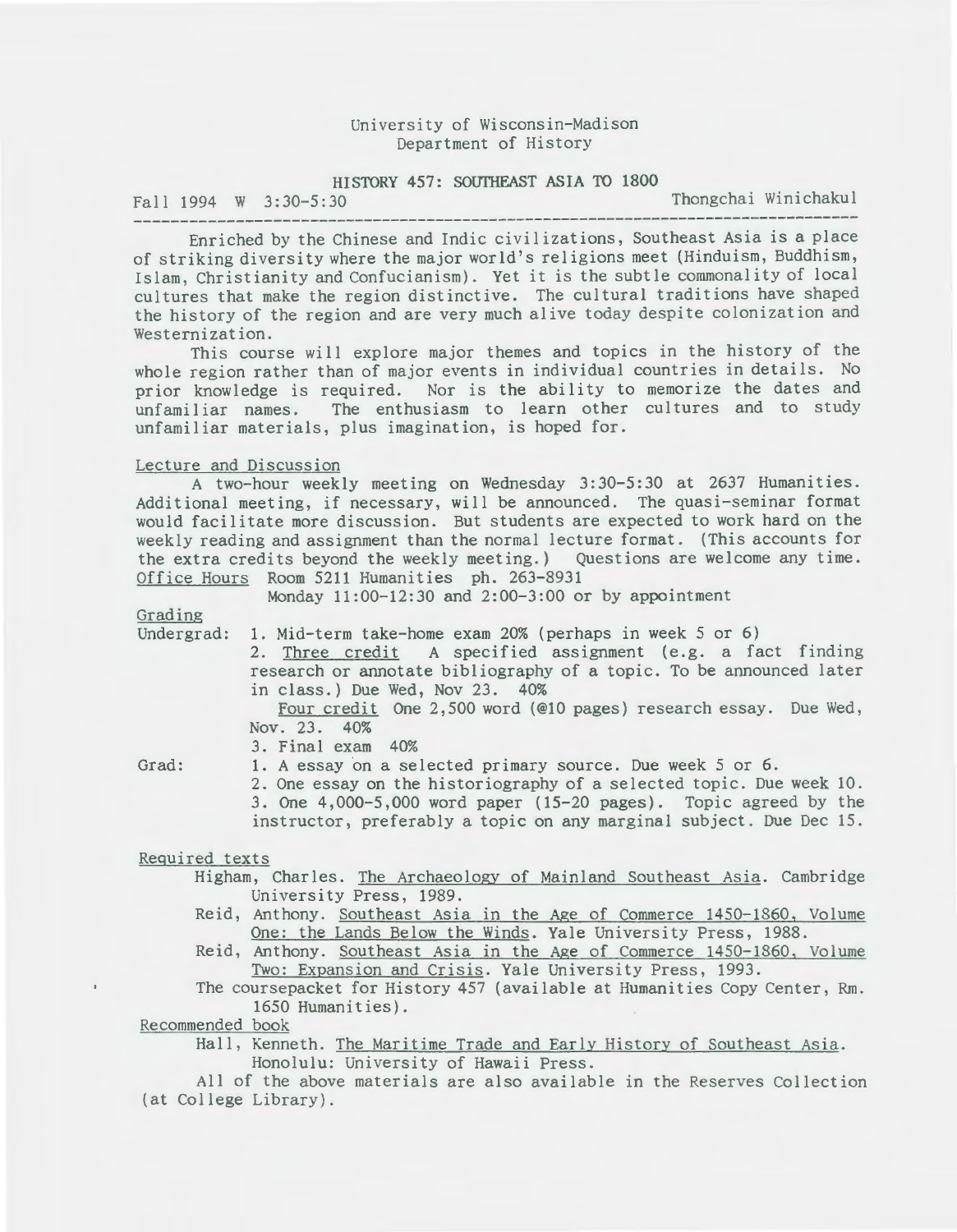University of Wisconsin-Madison
Department of History

# HISTORY 457: SOUTHEAST ASIA TO 1800

Fall 1994 W 3:30-5:30 Thongchai Winichakul

---

Enriched by the Chinese and Indic civilizations, Southeast Asia is a place of striking diversity where the major world's religions meet (Hinduism, Buddhism, Islam, Christianity and Confucianism). Yet it is the subtle commonality of local cultures that make the region distinctive. The cultural traditions have shaped the history of the region and are very much alive today despite colonization and Westernization.

This course will explore major themes and topics in the history of the whole region rather than of major events in individual countries in details. No prior knowledge is required. Nor is the ability to memorize the dates and unfamiliar names. The enthusiasm to learn other cultures and to study unfamiliar materials, plus imagination, is hoped for.

## Lecture and Discussion

A two-hour weekly meeting on Wednesday 3:30-5:30 at 2637 Humanities. Additional meeting, if necessary, will be announced. The quasi-seminar format would facilitate more discussion. But students are expected to work hard on the weekly reading and assignment than the normal lecture format. (This accounts for the extra credits beyond the weekly meeting.) Questions are welcome any time.

Office Hours Room 5211 Humanities ph. 263-8931
Monday 11:00-12:30 and 2:00-3:00 or by appointment

## Grading

Undergrad:

1. Mid-term take-home exam 20% (perhaps in week 5 or 6)
2. Three credit A specified assignment (e.g. a fact finding research or annotate bibliography of a topic. To be announced later in class.) Due Wed, Nov 23. 40%

   Four credit One 2,500 word (@10 pages) research essay. Due Wed, Nov. 23. 40%
3. Final exam 40%

Grad:

1. A essay on a selected primary source. Due week 5 or 6.
2. One essay on the historiography of a selected topic. Due week 10.
3. One 4,000-5,000 word paper (15-20 pages). Topic agreed by the instructor, preferably a topic on any marginal subject. Due Dec 15.

## Required texts

- Higham, Charles. The Archaeology of Mainland Southeast Asia. Cambridge University Press, 1989.
- Reid, Anthony. Southeast Asia in the Age of Commerce 1450-1860, Volume One: the Lands Below the Winds. Yale University Press, 1988.
- Reid, Anthony. Southeast Asia in the Age of Commerce 1450-1860, Volume Two: Expansion and Crisis. Yale University Press, 1993.
- The coursepacket for History 457 (available at Humanities Copy Center, Rm. 1650 Humanities).

## Recommended book

- Hall, Kenneth. The Maritime Trade and Early History of Southeast Asia. Honolulu: University of Hawaii Press.

All of the above materials are also available in the Reserves Collection (at College Library).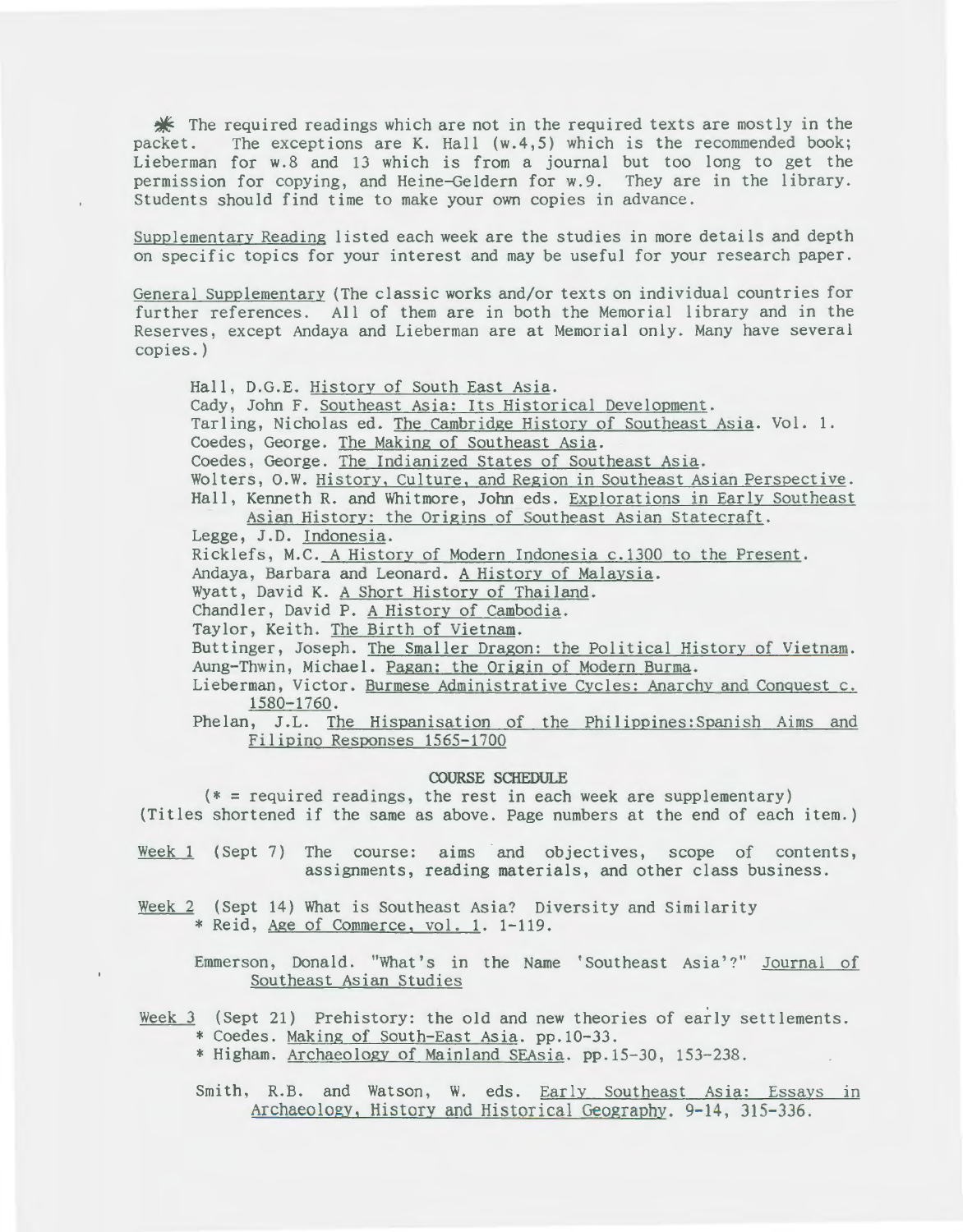✳ The required readings which are not in the required texts are mostly in the packet. The exceptions are K. Hall (w.4,5) which is the recommended book; Lieberman for w.8 and 13 which is from a journal but too long to get the permission for copying, and Heine-Geldern for w.9. They are in the library. Students should find time to make your own copies in advance.

Supplementary Reading listed each week are the studies in more details and depth on specific topics for your interest and may be useful for your research paper.

General Supplementary (The classic works and/or texts on individual countries for further references. All of them are in both the Memorial library and in the Reserves, except Andaya and Lieberman are at Memorial only. Many have several copies.)

- Hall, D.G.E. History of South East Asia.
- Cady, John F. Southeast Asia: Its Historical Development.
- Tarling, Nicholas ed. The Cambridge History of Southeast Asia. Vol. 1.
- Coedes, George. The Making of Southeast Asia.
- Coedes, George. The Indianized States of Southeast Asia.
- Wolters, O.W. History, Culture, and Region in Southeast Asian Perspective.
- Hall, Kenneth R. and Whitmore, John eds. Explorations in Early Southeast Asian History: the Origins of Southeast Asian Statecraft.
- Legge, J.D. Indonesia.
- Ricklefs, M.C. A History of Modern Indonesia c.1300 to the Present.
- Andaya, Barbara and Leonard. A History of Malaysia.
- Wyatt, David K. A Short History of Thailand.
- Chandler, David P. A History of Cambodia.
- Taylor, Keith. The Birth of Vietnam.
- Buttinger, Joseph. The Smaller Dragon: the Political History of Vietnam.
- Aung-Thwin, Michael. Pagan: the Origin of Modern Burma.
- Lieberman, Victor. Burmese Administrative Cycles: Anarchy and Conquest c. 1580-1760.
- Phelan, J.L. The Hispanisation of the Philippines:Spanish Aims and Filipino Responses 1565-1700

## COURSE SCHEDULE

(* = required readings, the rest in each week are supplementary)
(Titles shortened if the same as above. Page numbers at the end of each item.)

Week 1 (Sept 7) The course: aims and objectives, scope of contents, assignments, reading materials, and other class business.

Week 2 (Sept 14) What is Southeast Asia? Diversity and Similarity
* Reid, Age of Commerce, vol. 1. 1-119.

Emmerson, Donald. "What's in the Name 'Southeast Asia'?" Journal of Southeast Asian Studies

Week 3 (Sept 21) Prehistory: the old and new theories of early settlements.
* Coedes. Making of South-East Asia. pp.10-33.
* Higham. Archaeology of Mainland SEAsia. pp.15-30, 153-238.

Smith, R.B. and Watson, W. eds. Early Southeast Asia: Essays in Archaeology, History and Historical Geography. 9-14, 315-336.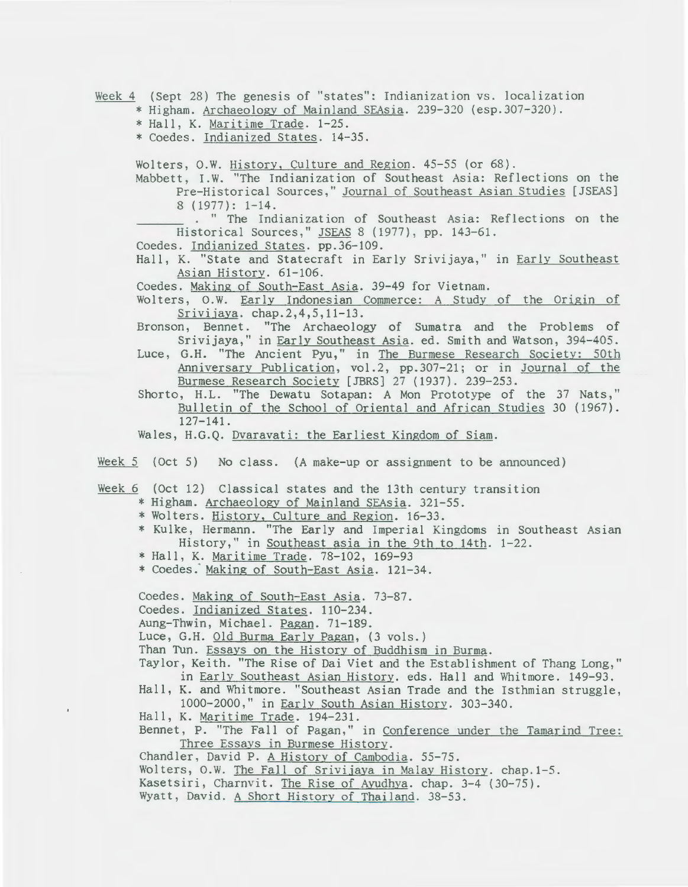Week 4 (Sept 28) The genesis of "states": Indianization vs. localization

* Higham. Archaeology of Mainland SEAsia. 239-320 (esp.307-320).
* Hall, K. Maritime Trade. 1-25.
* Coedes. Indianized States. 14-35.

Wolters, O.W. History, Culture and Region. 45-55 (or 68).

Mabbett, I.W. "The Indianization of Southeast Asia: Reflections on the Pre-Historical Sources," Journal of Southeast Asian Studies [JSEAS] 8 (1977): 1-14.

_______ . " The Indianization of Southeast Asia: Reflections on the Historical Sources," JSEAS 8 (1977), pp. 143-61.

Coedes. Indianized States. pp.36-109.

Hall, K. "State and Statecraft in Early Srivijaya," in Early Southeast Asian History. 61-106.

Coedes. Making of South-East Asia. 39-49 for Vietnam.

Wolters, O.W. Early Indonesian Commerce: A Study of the Origin of Srivijaya. chap.2,4,5,11-13.

Bronson, Bennet. "The Archaeology of Sumatra and the Problems of Srivijaya," in Early Southeast Asia. ed. Smith and Watson, 394-405.

Luce, G.H. "The Ancient Pyu," in The Burmese Research Society: 50th Anniversary Publication, vol.2, pp.307-21; or in Journal of the Burmese Research Society [JBRS] 27 (1937). 239-253.

Shorto, H.L. "The Dewatu Sotapan: A Mon Prototype of the 37 Nats," Bulletin of the School of Oriental and African Studies 30 (1967). 127-141.

Wales, H.G.Q. Dvaravati: the Earliest Kingdom of Siam.

Week 5 (Oct 5) No class. (A make-up or assignment to be announced)

Week 6 (Oct 12) Classical states and the 13th century transition

* Higham. Archaeology of Mainland SEAsia. 321-55.
* Wolters. History, Culture and Region. 16-33.
* Kulke, Hermann. "The Early and Imperial Kingdoms in Southeast Asian History," in Southeast asia in the 9th to 14th. 1-22.
* Hall, K. Maritime Trade. 78-102, 169-93
* Coedes. Making of South-East Asia. 121-34.

Coedes. Making of South-East Asia. 73-87.

Coedes. Indianized States. 110-234.

Aung-Thwin, Michael. Pagan. 71-189.

Luce, G.H. Old Burma Early Pagan, (3 vols.)

Than Tun. Essays on the History of Buddhism in Burma.

Taylor, Keith. "The Rise of Dai Viet and the Establishment of Thang Long," in Early Southeast Asian History. eds. Hall and Whitmore. 149-93.

Hall, K. and Whitmore. "Southeast Asian Trade and the Isthmian struggle, 1000-2000," in Early South Asian History. 303-340.

Hall, K. Maritime Trade. 194-231.

Bennet, P. "The Fall of Pagan," in Conference under the Tamarind Tree: Three Essays in Burmese History.

Chandler, David P. A History of Cambodia. 55-75.

Wolters, O.W. The Fall of Srivijaya in Malay History. chap.1-5.

Kasetsiri, Charnvit. The Rise of Ayudhya. chap. 3-4 (30-75).

Wyatt, David. A Short History of Thailand. 38-53.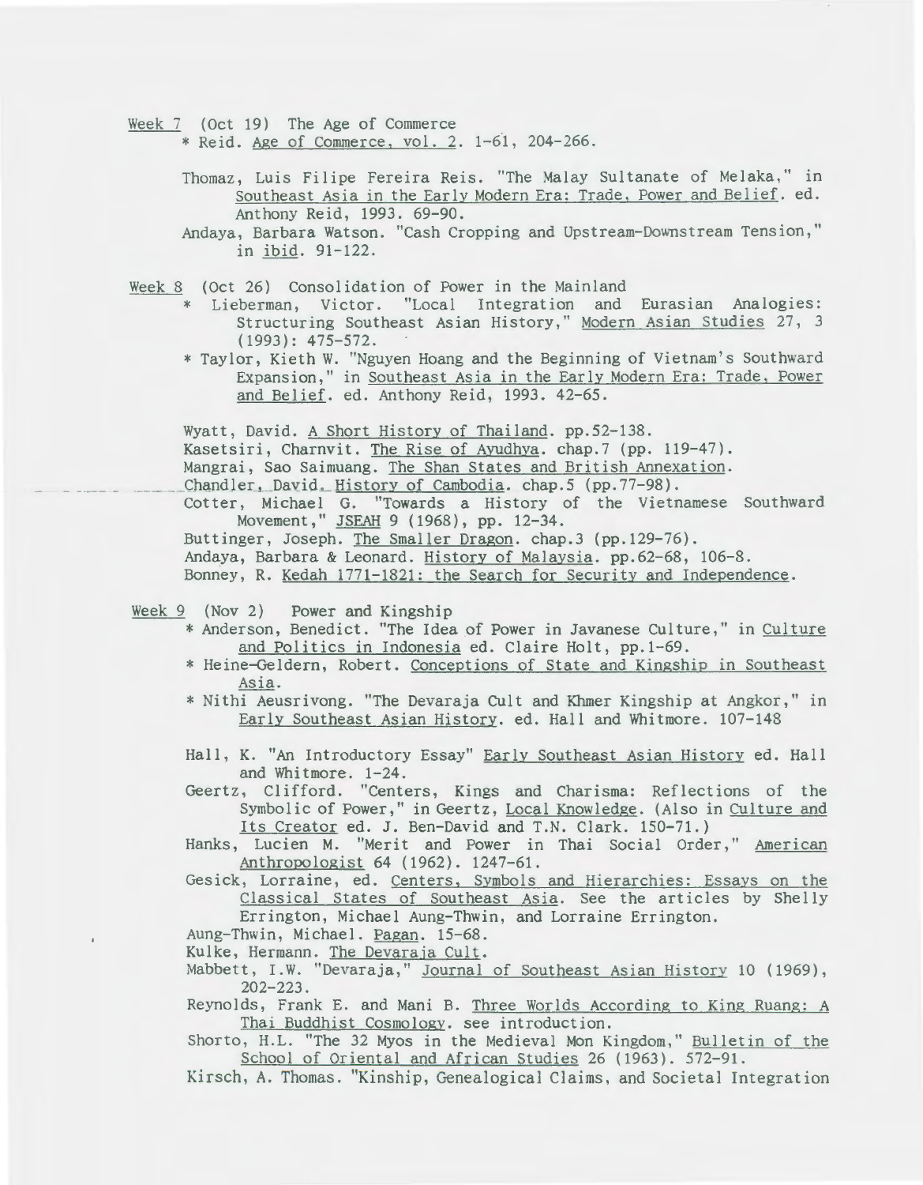Week 7 (Oct 19) The Age of Commerce

* Reid. Age of Commerce, vol. 2. 1-61, 204-266.

Thomaz, Luis Filipe Fereira Reis. "The Malay Sultanate of Melaka," in Southeast Asia in the Early Modern Era: Trade, Power and Belief. ed. Anthony Reid, 1993. 69-90.

Andaya, Barbara Watson. "Cash Cropping and Upstream-Downstream Tension," in ibid. 91-122.

Week 8 (Oct 26) Consolidation of Power in the Mainland

* Lieberman, Victor. "Local Integration and Eurasian Analogies: Structuring Southeast Asian History," Modern Asian Studies 27, 3 (1993): 475-572.

* Taylor, Kieth W. "Nguyen Hoang and the Beginning of Vietnam's Southward Expansion," in Southeast Asia in the Early Modern Era: Trade, Power and Belief. ed. Anthony Reid, 1993. 42-65.

Wyatt, David. A Short History of Thailand. pp.52-138.

Kasetsiri, Charnvit. The Rise of Ayudhya. chap.7 (pp. 119-47).

Mangrai, Sao Saimuang. The Shan States and British Annexation.

Chandler, David. History of Cambodia. chap.5 (pp.77-98).

Cotter, Michael G. "Towards a History of the Vietnamese Southward Movement," JSEAH 9 (1968), pp. 12-34.

Buttinger, Joseph. The Smaller Dragon. chap.3 (pp.129-76).

Andaya, Barbara & Leonard. History of Malaysia. pp.62-68, 106-8.

Bonney, R. Kedah 1771-1821: the Search for Security and Independence.

Week 9 (Nov 2) Power and Kingship

* Anderson, Benedict. "The Idea of Power in Javanese Culture," in Culture and Politics in Indonesia ed. Claire Holt, pp.1-69.

* Heine-Geldern, Robert. Conceptions of State and Kingship in Southeast Asia.

* Nithi Aeusrivong. "The Devaraja Cult and Khmer Kingship at Angkor," in Early Southeast Asian History. ed. Hall and Whitmore. 107-148

Hall, K. "An Introductory Essay" Early Southeast Asian History ed. Hall and Whitmore. 1-24.

Geertz, Clifford. "Centers, Kings and Charisma: Reflections of the Symbolic of Power," in Geertz, Local Knowledge. (Also in Culture and Its Creator ed. J. Ben-David and T.N. Clark. 150-71.)

Hanks, Lucien M. "Merit and Power in Thai Social Order," American Anthropologist 64 (1962). 1247-61.

Gesick, Lorraine, ed. Centers, Symbols and Hierarchies: Essays on the Classical States of Southeast Asia. See the articles by Shelly Errington, Michael Aung-Thwin, and Lorraine Errington.

Aung-Thwin, Michael. Pagan. 15-68.

Kulke, Hermann. The Devaraja Cult.

Mabbett, I.W. "Devaraja," Journal of Southeast Asian History 10 (1969), 202-223.

Reynolds, Frank E. and Mani B. Three Worlds According to King Ruang: A Thai Buddhist Cosmology. see introduction.

Shorto, H.L. "The 32 Myos in the Medieval Mon Kingdom," Bulletin of the School of Oriental and African Studies 26 (1963). 572-91.

Kirsch, A. Thomas. "Kinship, Genealogical Claims, and Societal Integration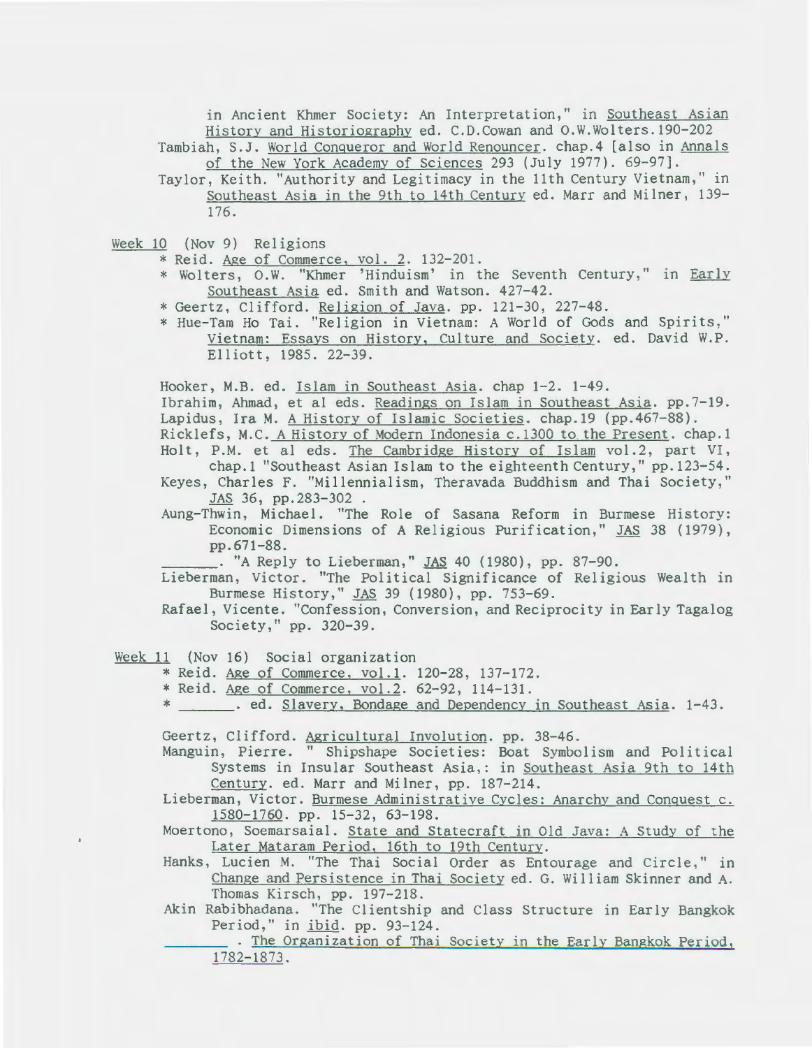in Ancient Khmer Society: An Interpretation," in Southeast Asian History and Historiography ed. C.D.Cowan and O.W.Wolters.190-202

Tambiah, S.J. World Conqueror and World Renouncer. chap.4 [also in Annals of the New York Academy of Sciences 293 (July 1977). 69-97].

Taylor, Keith. "Authority and Legitimacy in the 11th Century Vietnam," in Southeast Asia in the 9th to 14th Century ed. Marr and Milner, 139-176.

Week 10 (Nov 9) Religions

* Reid. Age of Commerce, vol. 2. 132-201.
* Wolters, O.W. "Khmer 'Hinduism' in the Seventh Century," in Early Southeast Asia ed. Smith and Watson. 427-42.
* Geertz, Clifford. Religion of Java. pp. 121-30, 227-48.
* Hue-Tam Ho Tai. "Religion in Vietnam: A World of Gods and Spirits," Vietnam: Essays on History, Culture and Society. ed. David W.P. Elliott, 1985. 22-39.

Hooker, M.B. ed. Islam in Southeast Asia. chap 1-2. 1-49.

Ibrahim, Ahmad, et al eds. Readings on Islam in Southeast Asia. pp.7-19.

Lapidus, Ira M. A History of Islamic Societies. chap.19 (pp.467-88).

Ricklefs, M.C. A History of Modern Indonesia c.1300 to the Present. chap.1

Holt, P.M. et al eds. The Cambridge History of Islam vol.2, part VI, chap.1 "Southeast Asian Islam to the eighteenth Century," pp.123-54.

Keyes, Charles F. "Millennialism, Theravada Buddhism and Thai Society," JAS 36, pp.283-302 .

Aung-Thwin, Michael. "The Role of Sasana Reform in Burmese History: Economic Dimensions of A Religious Purification," JAS 38 (1979), pp.671-88.

_______. "A Reply to Lieberman," JAS 40 (1980), pp. 87-90.

Lieberman, Victor. "The Political Significance of Religious Wealth in Burmese History," JAS 39 (1980), pp. 753-69.

Rafael, Vicente. "Confession, Conversion, and Reciprocity in Early Tagalog Society," pp. 320-39.

Week 11 (Nov 16) Social organization

* Reid. Age of Commerce, vol.1. 120-28, 137-172.
* Reid. Age of Commerce, vol.2. 62-92, 114-131.
* _______. ed. Slavery, Bondage and Dependency in Southeast Asia. 1-43.

Geertz, Clifford. Agricultural Involution. pp. 38-46.

Manguin, Pierre. " Shipshape Societies: Boat Symbolism and Political Systems in Insular Southeast Asia,: in Southeast Asia 9th to 14th Century. ed. Marr and Milner, pp. 187-214.

Lieberman, Victor. Burmese Administrative Cycles: Anarchy and Conquest c. 1580-1760. pp. 15-32, 63-198.

Moertono, Soemarsaial. State and Statecraft in Old Java: A Study of the Later Mataram Period, 16th to 19th Century.

Hanks, Lucien M. "The Thai Social Order as Entourage and Circle," in Change and Persistence in Thai Society ed. G. William Skinner and A. Thomas Kirsch, pp. 197-218.

Akin Rabibhadana. "The Clientship and Class Structure in Early Bangkok Period," in ibid. pp. 93-124.

_______ . The Organization of Thai Society in the Early Bangkok Period, 1782-1873.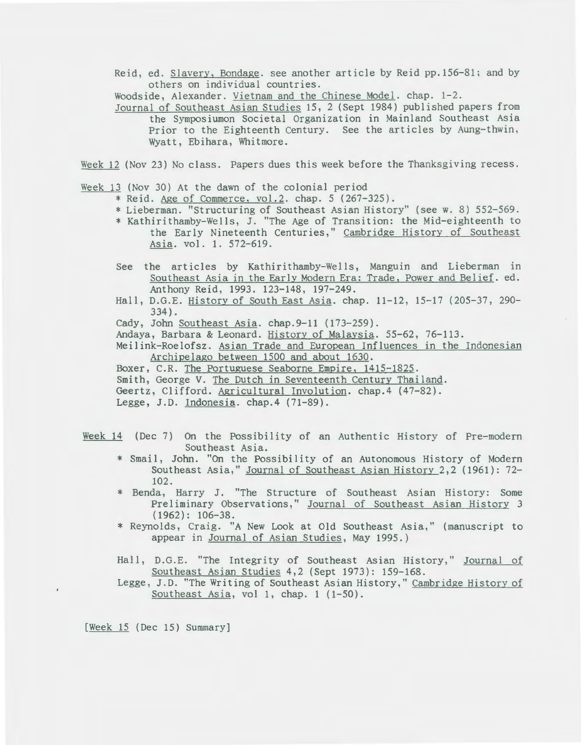Reid, ed. <u>Slavery, Bondage</u>. see another article by Reid pp.156-81; and by others on individual countries.

Woodside, Alexander. <u>Vietnam and the Chinese Model</u>. chap. 1-2.

<u>Journal of Southeast Asian Studies</u> 15, 2 (Sept 1984) published papers from the Symposiumon Societal Organization in Mainland Southeast Asia Prior to the Eighteenth Century. See the articles by Aung-thwin, Wyatt, Ebihara, Whitmore.

<u>Week 12</u> (Nov 23) No class. Papers dues this week before the Thanksgiving recess.

<u>Week 13</u> (Nov 30) At the dawn of the colonial period

* Reid. <u>Age of Commerce, vol.2</u>. chap. 5 (267-325).
* Lieberman. "Structuring of Southeast Asian History" (see w. 8) 552-569.
* Kathirithamby-Wells, J. "The Age of Transition: the Mid-eighteenth to the Early Nineteenth Centuries," <u>Cambridge History of Southeast Asia</u>. vol. 1. 572-619.

See the articles by Kathirithamby-Wells, Manguin and Lieberman in <u>Southeast Asia in the Early Modern Era: Trade, Power and Belief</u>. ed. Anthony Reid, 1993. 123-148, 197-249.

Hall, D.G.E. <u>History of South East Asia</u>. chap. 11-12, 15-17 (205-37, 290-334).

Cady, John <u>Southeast Asia</u>. chap.9-11 (173-259).

Andaya, Barbara & Leonard. <u>History of Malaysia</u>. 55-62, 76-113.

Meilink-Roelofsz. <u>Asian Trade and European Influences in the Indonesian Archipelago between 1500 and about 1630</u>.

Boxer, C.R. <u>The Portuguese Seaborne Empire, 1415-1825</u>.

Smith, George V. <u>The Dutch in Seventeenth Century Thailand</u>.

Geertz, Clifford. <u>Agricultural Involution</u>. chap.4 (47-82).

Legge, J.D. <u>Indonesia</u>. chap.4 (71-89).

<u>Week 14</u> (Dec 7) On the Possibility of an Authentic History of Pre-modern Southeast Asia.

* Smail, John. "On the Possibility of an Autonomous History of Modern Southeast Asia," <u>Journal of Southeast Asian History</u> 2,2 (1961): 72-102.
* Benda, Harry J. "The Structure of Southeast Asian History: Some Preliminary Observations," <u>Journal of Southeast Asian History</u> 3 (1962): 106-38.
* Reynolds, Craig. "A New Look at Old Southeast Asia," (manuscript to appear in <u>Journal of Asian Studies</u>, May 1995.)

Hall, D.G.E. "The Integrity of Southeast Asian History," <u>Journal of Southeast Asian Studies</u> 4,2 (Sept 1973): 159-168.

Legge, J.D. "The Writing of Southeast Asian History," <u>Cambridge History of Southeast Asia</u>, vol 1, chap. 1 (1-50).

[<u>Week 15</u> (Dec 15) Summary]